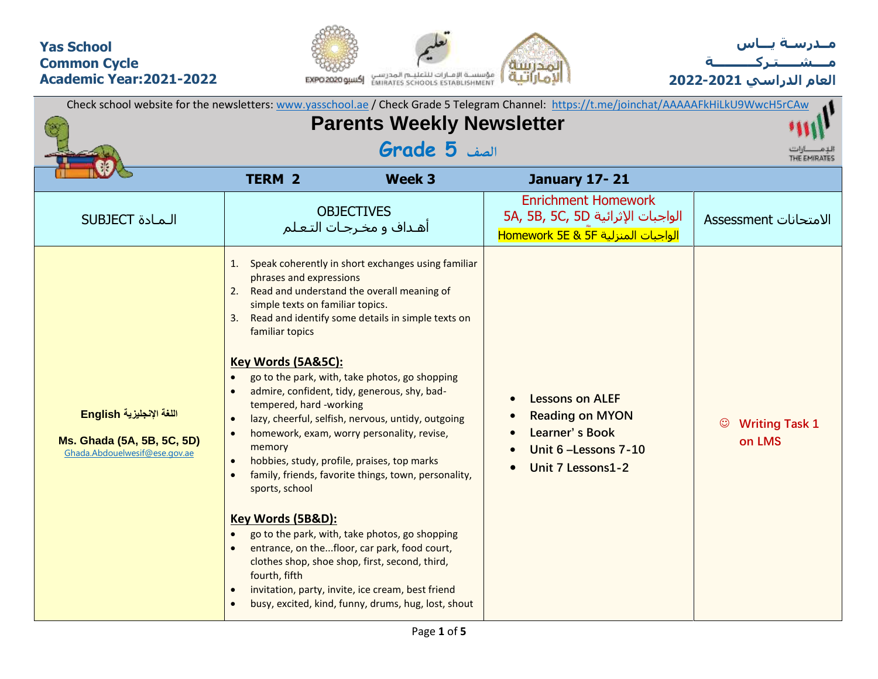**Yas School**
**Common Cycle**
**Academic Year:2021-2022**

**مـدرسـة يــاس**
**مــشــــتـركــــــة**
**العام الدراسي 2021-2022**

Check school website for the newsletters: www.yasschool.ae / Check Grade 5 Telegram Channel: https://t.me/joinchat/AAAAAFkHiLkU9WwcH5rCAw

# Parents Weekly Newsletter

## Grade 5 الصف

| TERM 2 | Week 3 | January 17- 21 | |
|---|---|---|---|
| SUBJECT الـمـادة | OBJECTIVES<br>أهـداف و مخـرجـات التـعـلم | Enrichment Homework<br>5A, 5B, 5C, 5D الواجبات الإثرائية<br>Homework 5E & 5F الواجبات المنزلية | Assessment الامتحانات |
| **English اللغة الإنجليزية**<br><br>**Ms. Ghada (5A, 5B, 5C, 5D)**<br>Ghada.Abdouelwesif@ese.gov.ae | 1. Speak coherently in short exchanges using familiar phrases and expressions<br>2. Read and understand the overall meaning of simple texts on familiar topics.<br>3. Read and identify some details in simple texts on familiar topics<br><br>**Key Words (5A&5C):**<br>• go to the park, with, take photos, go shopping<br>• admire, confident, tidy, generous, shy, bad-tempered, hard -working<br>• lazy, cheerful, selfish, nervous, untidy, outgoing<br>• homework, exam, worry personality, revise, memory<br>• hobbies, study, profile, praises, top marks<br>• family, friends, favorite things, town, personality, sports, school<br><br>**Key Words (5B&D):**<br>• go to the park, with, take photos, go shopping<br>• entrance, on the...floor, car park, food court, clothes shop, shoe shop, first, second, third, fourth, fifth<br>• invitation, party, invite, ice cream, best friend<br>• busy, excited, kind, funny, drums, hug, lost, shout | • Lessons on ALEF<br>• Reading on MYON<br>• Learner' s Book<br>• Unit 6 –Lessons 7-10<br>• Unit 7 Lessons1-2 | ☺ Writing Task 1 on LMS |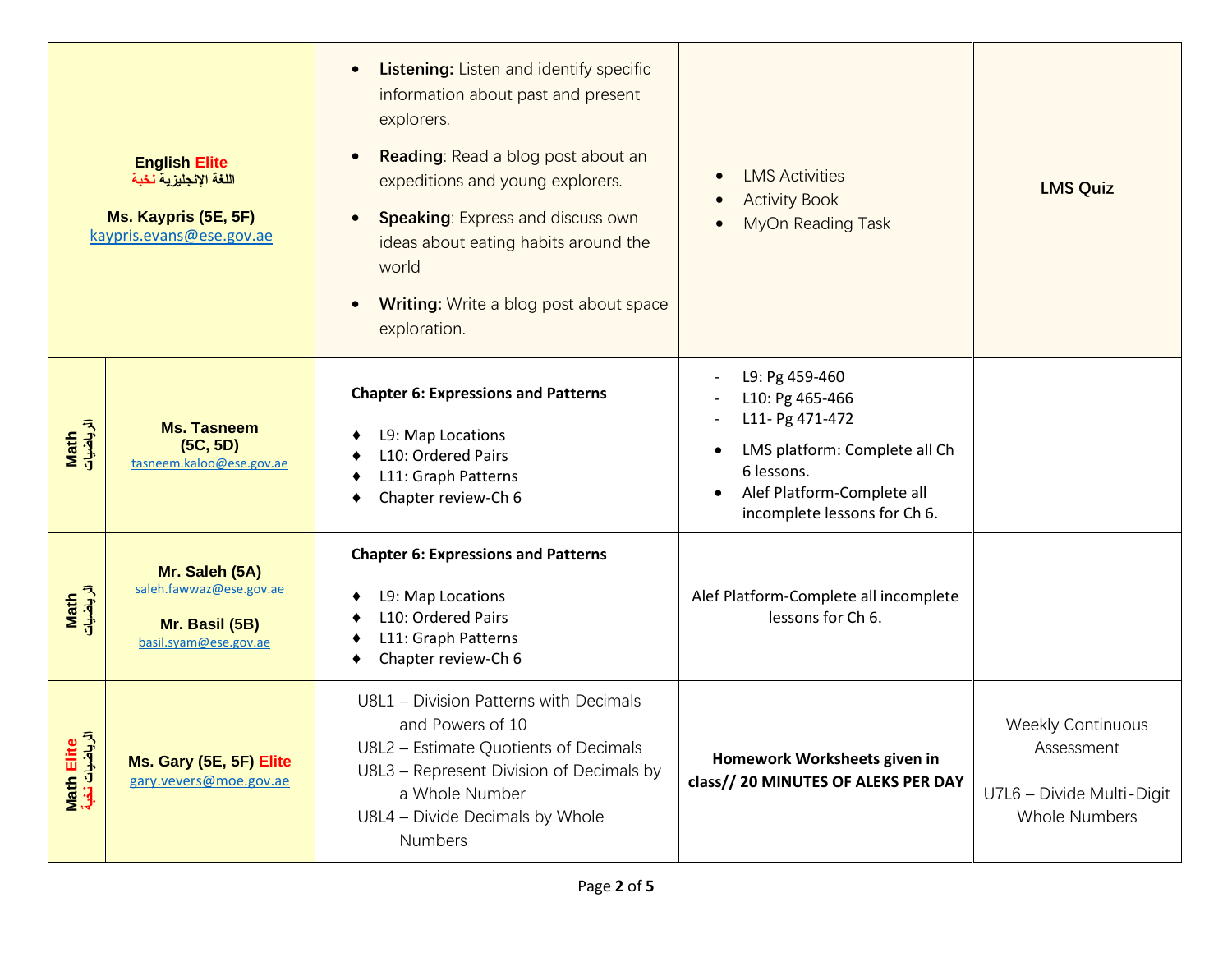| Subject | Teacher | Learning Objectives | Homework / Tasks | Assessment |
|---|---|---|---|---|
| English **Elite** اللغة الإنجليزية نخبة | **Ms. Kaypris (5E, 5F)** kaypris.evans@ese.gov.ae | • **Listening:** Listen and identify specific information about past and present explorers.<br>• **Reading**: Read a blog post about an expeditions and young explorers.<br>• **Speaking**: Express and discuss own ideas about eating habits around the world<br>• **Writing:** Write a blog post about space exploration. | • LMS Activities<br>• Activity Book<br>• MyOn Reading Task | **LMS Quiz** |
| Math الرياضيات | **Ms. Tasneem (5C, 5D)** tasneem.kaloo@ese.gov.ae | **Chapter 6: Expressions and Patterns**<br>♦ L9: Map Locations<br>♦ L10: Ordered Pairs<br>♦ L11: Graph Patterns<br>♦ Chapter review-Ch 6 | - L9: Pg 459-460<br>- L10: Pg 465-466<br>- L11- Pg 471-472<br>• LMS platform: Complete all Ch 6 lessons.<br>• Alef Platform-Complete all incomplete lessons for Ch 6. | |
| Math الرياضيات | **Mr. Saleh (5A)** saleh.fawwaz@ese.gov.ae<br>**Mr. Basil (5B)** basil.syam@ese.gov.ae | **Chapter 6: Expressions and Patterns**<br>♦ L9: Map Locations<br>♦ L10: Ordered Pairs<br>♦ L11: Graph Patterns<br>♦ Chapter review-Ch 6 | Alef Platform-Complete all incomplete lessons for Ch 6. | |
| Math **Elite** الرياضيات نخبة | **Ms. Gary (5E, 5F) Elite** gary.vevers@moe.gov.ae | U8L1 – Division Patterns with Decimals and Powers of 10<br>U8L2 – Estimate Quotients of Decimals<br>U8L3 – Represent Division of Decimals by a Whole Number<br>U8L4 – Divide Decimals by Whole Numbers | **Homework Worksheets given in class// 20 MINUTES OF ALEKS PER DAY** | Weekly Continuous Assessment<br>U7L6 – Divide Multi-Digit Whole Numbers |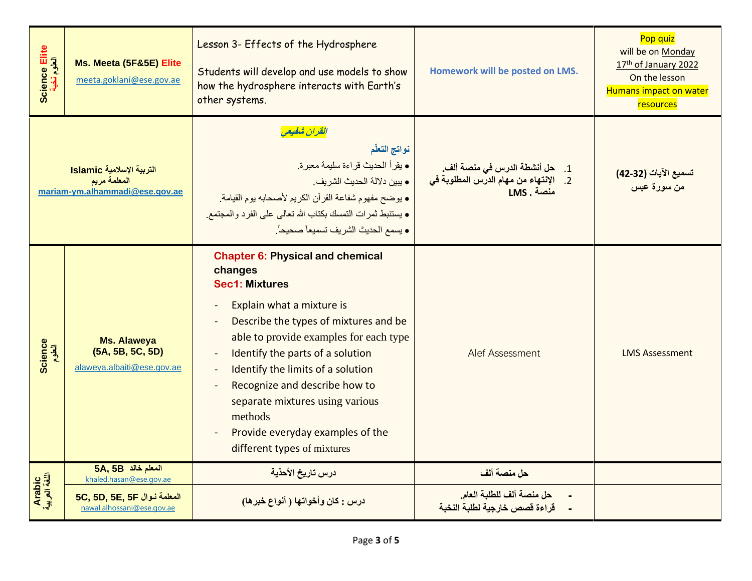| | | | | |
|---|---|---|---|---|
| Science Elite العلوم نخبة | **Ms. Meeta (5F&5E) Elite**<br>meeta.goklani@ese.gov.ae | Lesson 3- Effects of the Hydrosphere<br><br>Students will develop and use models to show how the hydrosphere interacts with Earth's other systems. | **Homework will be posted on LMS.** | Pop quiz will be on Monday 17th of January 2022 On the lesson Humans impact on water resources |
| **Islamic التربية الإسلامية**<br>**المعلمة مريم**<br>**mariam-ym.alhammadi@ese.gov.ae** | | ***القرآن شفيعي***<br>**نواتج التعلّم**<br>• يقرأ الحديث قراءة سليمة معبرة.<br>• يبين دلالة الحديث الشريف.<br>• يوضح مفهوم شفاعة القرآن الكريم لأصحابه يوم القيامة.<br>• يستنبط ثمرات التمسك بكتاب الله تعالى على الفرد والمجتمع.<br>• يسمع الحديث الشريف تسميعاً صحيحاً. | 1. **حل أنشطة الدرس في منصة ألف.**<br>2. **الإنتهاء من مهام الدرس المطلوبة في منصة LMS .** | **تسميع الآيات (32-42) من سورة عبس** |
| Science العلوم | **Ms. Alaweya (5A, 5B, 5C, 5D)**<br>alaweya.albaiti@ese.gov.ae | **Chapter 6: Physical and chemical changes**<br>**Sec1: Mixtures**<br>- Explain what a mixture is<br>- Describe the types of mixtures and be able to provide examples for each type<br>- Identify the parts of a solution<br>- Identify the limits of a solution<br>- Recognize and describe how to separate mixtures using various methods<br>- Provide everyday examples of the different types of mixtures | Alef Assessment | LMS Assessment |
| Arabic اللغة العربية | **5A, 5B المعلم خالد**<br>khaled.hasan@ese.gov.ae | **درس تاريخ الأحذية** | **حل منصة ألف** | |
| | **5C, 5D, 5E, 5F المعلمة نوال**<br>nawal.alhossani@ese.gov.ae | **درس : كان وأخواتها ( أنواع خبرها)** | - **حل منصة ألف للطلبة العام.**<br>- **قراءة قصص خارجية لطلبة النخبة** | |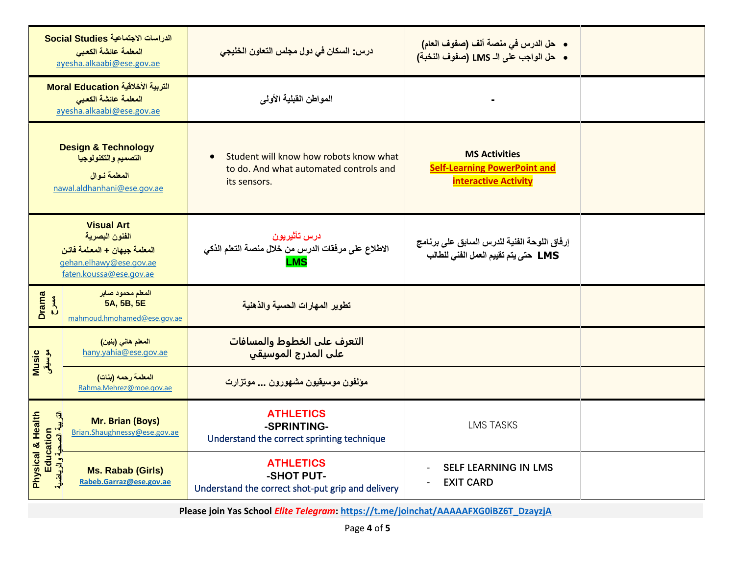| | | | |
|---|---|---|---|
| **Social Studies الدراسات الاجتماعية**<br>**المعلمة عائشة الكعبي**<br>ayesha.alkaabi@ese.gov.ae | **درس: السكان في دول مجلس التعاون الخليجي** | • **حل الدرس في منصة ألف (صفوف العام)**<br>• **حل الواجب على الـ LMS (صفوف النخبة)** | |
| **Moral Education التربية الأخلاقية**<br>**المعلمة عائشة الكعبي**<br>ayesha.alkaabi@ese.gov.ae | **المواطن القبلية الأولى** | **-** | |
| **Design & Technology**<br>**التصميم والتكنولوجيا**<br>**المعلمة نـوال**<br>nawal.aldhanhani@ese.gov.ae | • Student will know how robots know what to do. And what automated controls and its sensors. | **MS Activities**<br>**Self-Learning PowerPoint and interactive Activity** | |
| **Visual Art**<br>**الفنون البصرية**<br>**المعلمة جيهان + المعلمة فاتن**<br>gehan.elhawy@ese.gov.ae<br>faten.koussa@ese.gov.ae | **درس تأثيريون**<br>**الاطلاع على مرفقات الدرس من خلال منصة التعلم الذكي LMS** | **إرفاق اللوحة الفنية للدرس السابق على برنامج LMS حتى يتم تقييم العمل الفني للطالب** | |
| **Drama مسرح** — **المعلم محمود صابر**<br>**5A, 5B, 5E**<br>mahmoud.hmohamed@ese.gov.ae | **تطوير المهارات الحسية والذهنية** | | |
| **Music موسيقى** — **المعلم هاني (بنين)**<br>hany.yahia@ese.gov.ae | **التعرف على الخطوط والمسافات على المدرج الموسيقي** | | |
| **Music موسيقى** — **المعلمة رحمه (بنات)**<br>Rahma.Mehrez@moe.gov.ae | **مؤلفون موسيقيون مشهورون ... موتزارت** | | |
| **Physical & Health Education التربية الصحية والرياضية** — **Mr. Brian (Boys)**<br>Brian.Shaughnessy@ese.gov.ae | **ATHLETICS**<br>**-SPRINTING-**<br>Understand the correct sprinting technique | LMS TASKS | |
| **Physical & Health Education التربية الصحية والرياضية** — **Ms. Rabab (Girls)**<br>**Rabeb.Garraz@ese.gov.ae** | **ATHLETICS**<br>**-SHOT PUT-**<br>Understand the correct shot-put grip and delivery | - SELF LEARNING IN LMS<br>- EXIT CARD | |

**Please join Yas School *Elite Telegram*: https://t.me/joinchat/AAAAFXG0iBZ6T_DzayzjA**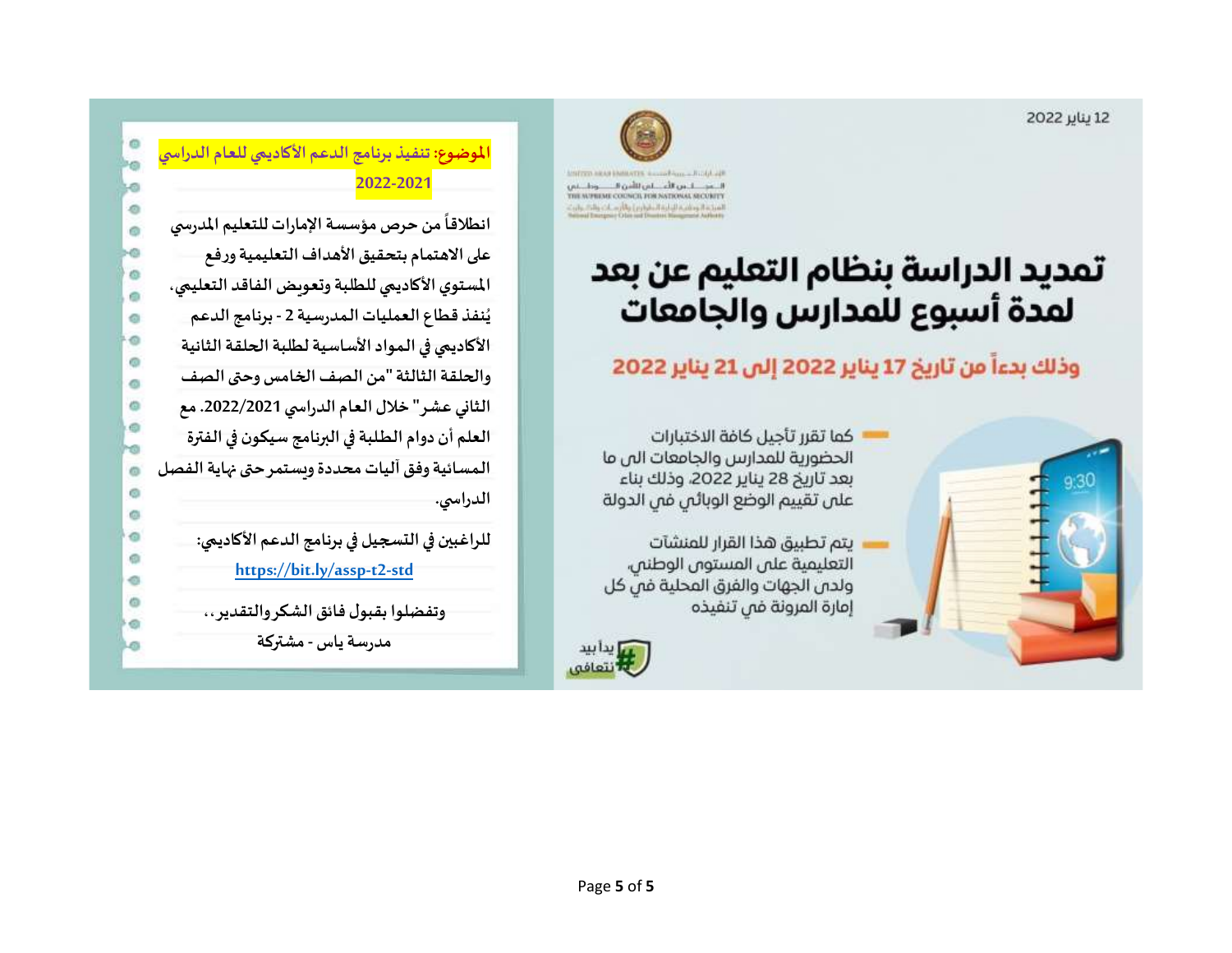**الموضوع: تنفيذ برنامج الدعم الأكاديمي للعام الدراسي 2022-2021**

انطلاقاً من حرص مؤسسة الإمارات للتعليم المدرسي على الاهتمام بتحقيق الأهداف التعليمية ورفع المستوي الأكاديمي للطلبة وتعويض الفاقد التعليمي، يُنفذ قطاع العمليات المدرسية 2 - برنامج الدعم الأكاديمي في المواد الأساسية لطلبة الحلقة الثانية والحلقة الثالثة "من الصف الخامس وحتى الصف الثاني عشر" خلال العام الدراسي 2022/2021. مع العلم أن دوام الطلبة في البرنامج سيكون في الفترة المسائية وفق آليات محددة ويستمر حتى نهاية الفصل الدراسي.

للراغبين في التسجيل في برنامج الدعم الأكاديمي:

https://bit.ly/assp-t2-std

وتفضلوا بقبول فائق الشكر والتقدير،،

مدرسة ياس - مشتركة

12 يناير 2022

الإمارات العربية المتحدة
المجلس الأعلى للأمن الوطني
الهيئة الوطنية لإدارة الطوارئ والأزمات والكوارث

# تمديد الدراسة بنظام التعليم عن بعد لمدة أسبوع للمدارس والجامعات

## وذلك بدءاً من تاريخ 17 يناير 2022 إلى 21 يناير 2022

- كما تقرر تأجيل كافة الاختبارات الحضورية للمدارس والجامعات الى ما بعد تاريخ 28 يناير 2022، وذلك بناء على تقييم الوضع الوبائي في الدولة
- يتم تطبيق هذا القرار للمنشآت التعليمية على المستوى الوطني، ولدى الجهات والفرق المحلية في كل إمارة المرونة في تنفيذه

#نتعافى بيد